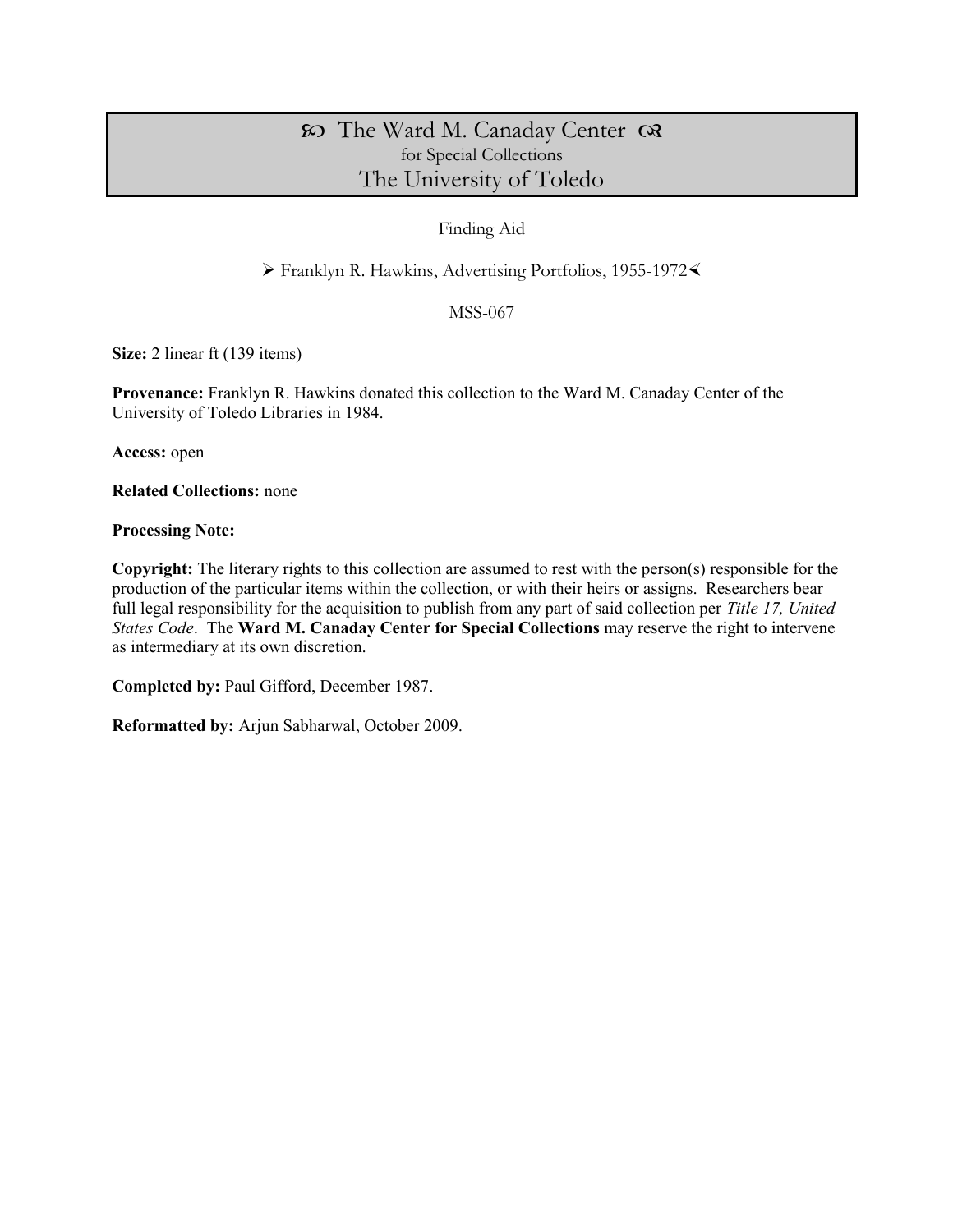# ꕥ The Ward M. Canaday Center ꕥ
for Special Collections
The University of Toledo

Finding Aid

➢ Franklyn R. Hawkins, Advertising Portfolios, 1955-1972⮜

MSS-067

**Size:** 2 linear ft (139 items)

**Provenance:** Franklyn R. Hawkins donated this collection to the Ward M. Canaday Center of the University of Toledo Libraries in 1984.

**Access:** open

**Related Collections:** none

**Processing Note:**

**Copyright:** The literary rights to this collection are assumed to rest with the person(s) responsible for the production of the particular items within the collection, or with their heirs or assigns. Researchers bear full legal responsibility for the acquisition to publish from any part of said collection per *Title 17, United States Code*. The **Ward M. Canaday Center for Special Collections** may reserve the right to intervene as intermediary at its own discretion.

**Completed by:** Paul Gifford, December 1987.

**Reformatted by:** Arjun Sabharwal, October 2009.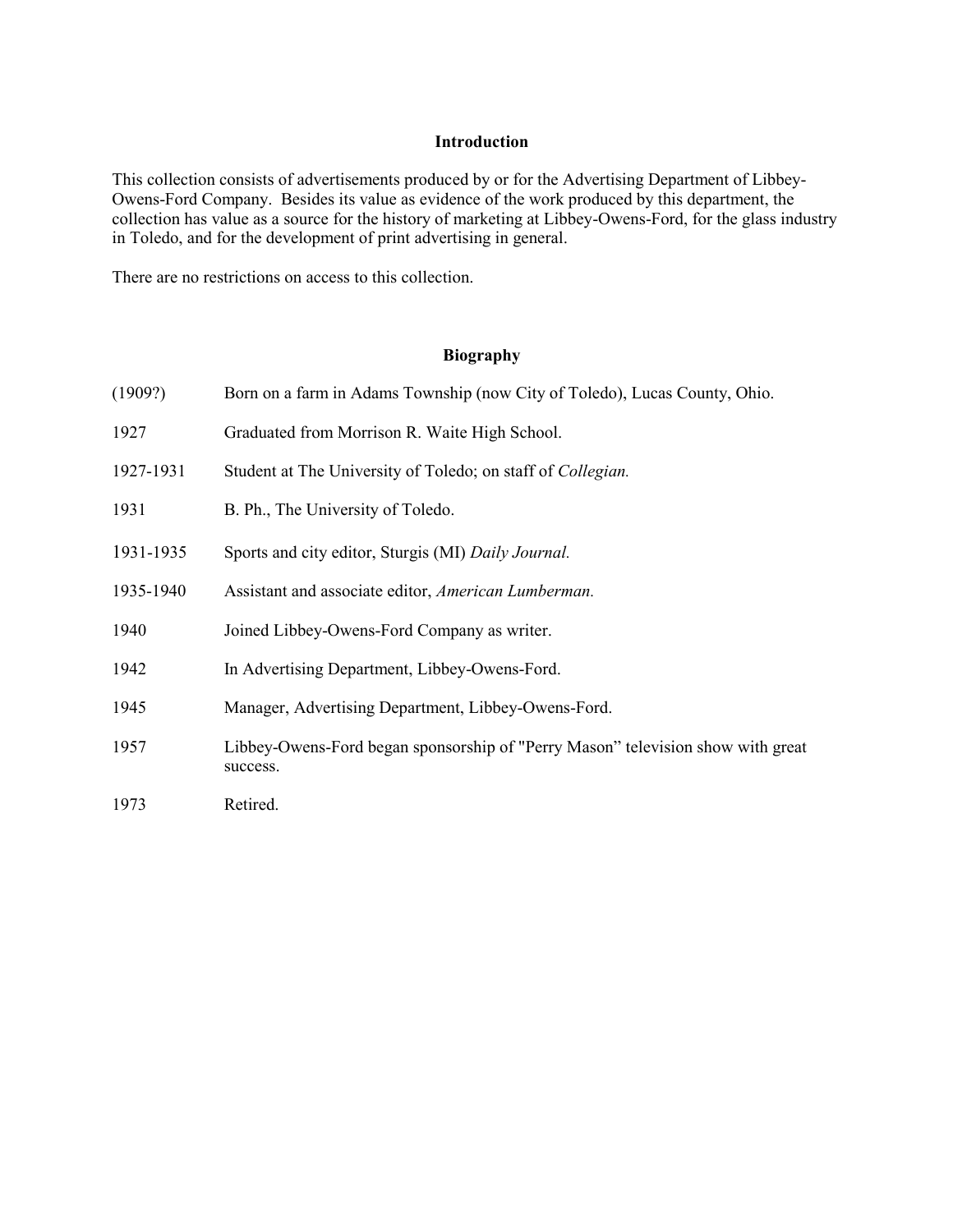## Introduction

This collection consists of advertisements produced by or for the Advertising Department of Libbey-Owens-Ford Company. Besides its value as evidence of the work produced by this department, the collection has value as a source for the history of marketing at Libbey-Owens-Ford, for the glass industry in Toledo, and for the development of print advertising in general.

There are no restrictions on access to this collection.

## Biography

| | |
|---|---|
| (1909?) | Born on a farm in Adams Township (now City of Toledo), Lucas County, Ohio. |
| 1927 | Graduated from Morrison R. Waite High School. |
| 1927-1931 | Student at The University of Toledo; on staff of *Collegian.* |
| 1931 | B. Ph., The University of Toledo. |
| 1931-1935 | Sports and city editor, Sturgis (MI) *Daily Journal.* |
| 1935-1940 | Assistant and associate editor, *American Lumberman.* |
| 1940 | Joined Libbey-Owens-Ford Company as writer. |
| 1942 | In Advertising Department, Libbey-Owens-Ford. |
| 1945 | Manager, Advertising Department, Libbey-Owens-Ford. |
| 1957 | Libbey-Owens-Ford began sponsorship of "Perry Mason" television show with great success. |
| 1973 | Retired. |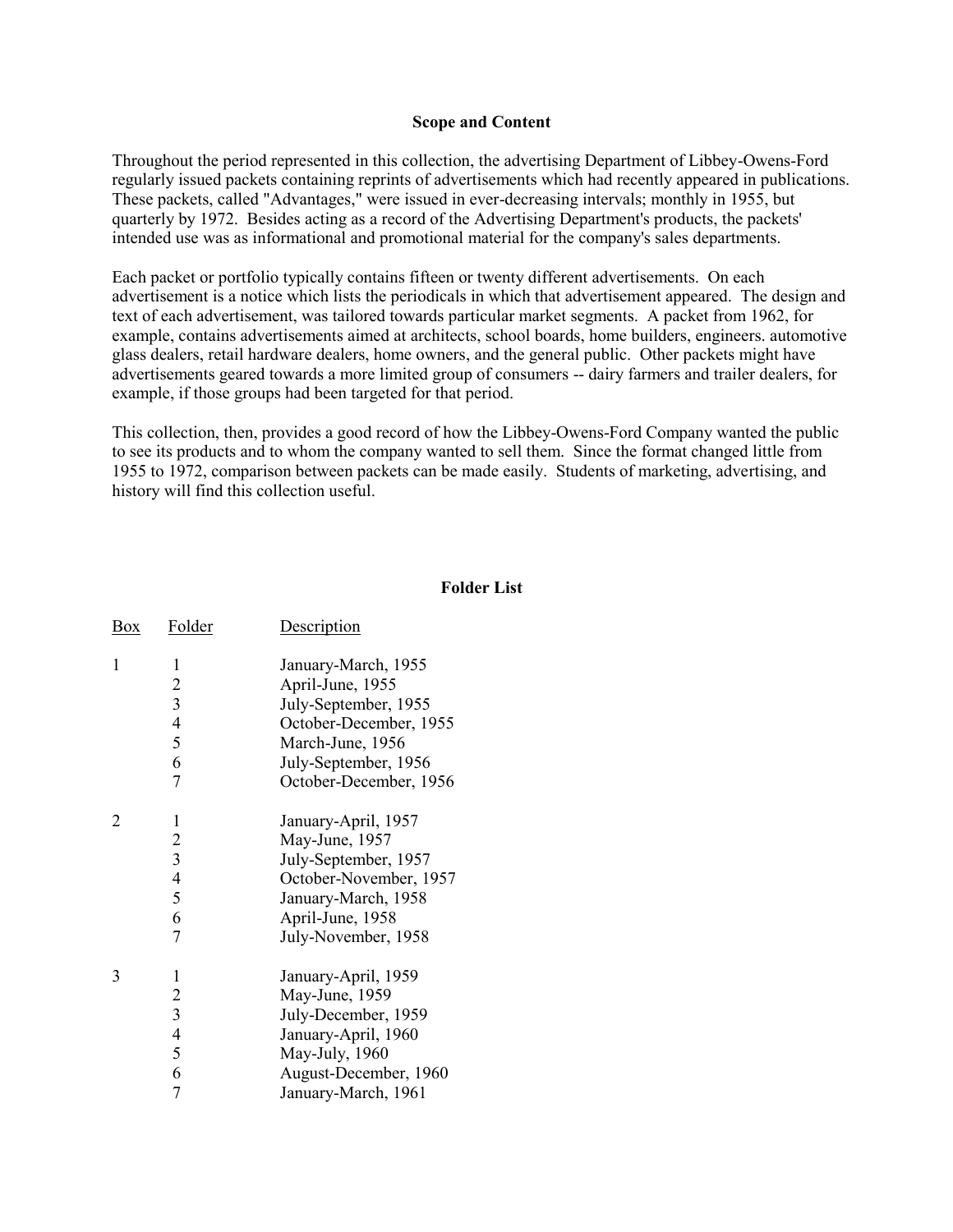## Scope and Content

Throughout the period represented in this collection, the advertising Department of Libbey-Owens-Ford regularly issued packets containing reprints of advertisements which had recently appeared in publications. These packets, called "Advantages," were issued in ever-decreasing intervals; monthly in 1955, but quarterly by 1972. Besides acting as a record of the Advertising Department's products, the packets' intended use was as informational and promotional material for the company's sales departments.

Each packet or portfolio typically contains fifteen or twenty different advertisements. On each advertisement is a notice which lists the periodicals in which that advertisement appeared. The design and text of each advertisement, was tailored towards particular market segments. A packet from 1962, for example, contains advertisements aimed at architects, school boards, home builders, engineers. automotive glass dealers, retail hardware dealers, home owners, and the general public. Other packets might have advertisements geared towards a more limited group of consumers -- dairy farmers and trailer dealers, for example, if those groups had been targeted for that period.

This collection, then, provides a good record of how the Libbey-Owens-Ford Company wanted the public to see its products and to whom the company wanted to sell them. Since the format changed little from 1955 to 1972, comparison between packets can be made easily. Students of marketing, advertising, and history will find this collection useful.

## Folder List

| Box | Folder | Description |
|---|---|---|
| 1 | 1 | January-March, 1955 |
| | 2 | April-June, 1955 |
| | 3 | July-September, 1955 |
| | 4 | October-December, 1955 |
| | 5 | March-June, 1956 |
| | 6 | July-September, 1956 |
| | 7 | October-December, 1956 |
| 2 | 1 | January-April, 1957 |
| | 2 | May-June, 1957 |
| | 3 | July-September, 1957 |
| | 4 | October-November, 1957 |
| | 5 | January-March, 1958 |
| | 6 | April-June, 1958 |
| | 7 | July-November, 1958 |
| 3 | 1 | January-April, 1959 |
| | 2 | May-June, 1959 |
| | 3 | July-December, 1959 |
| | 4 | January-April, 1960 |
| | 5 | May-July, 1960 |
| | 6 | August-December, 1960 |
| | 7 | January-March, 1961 |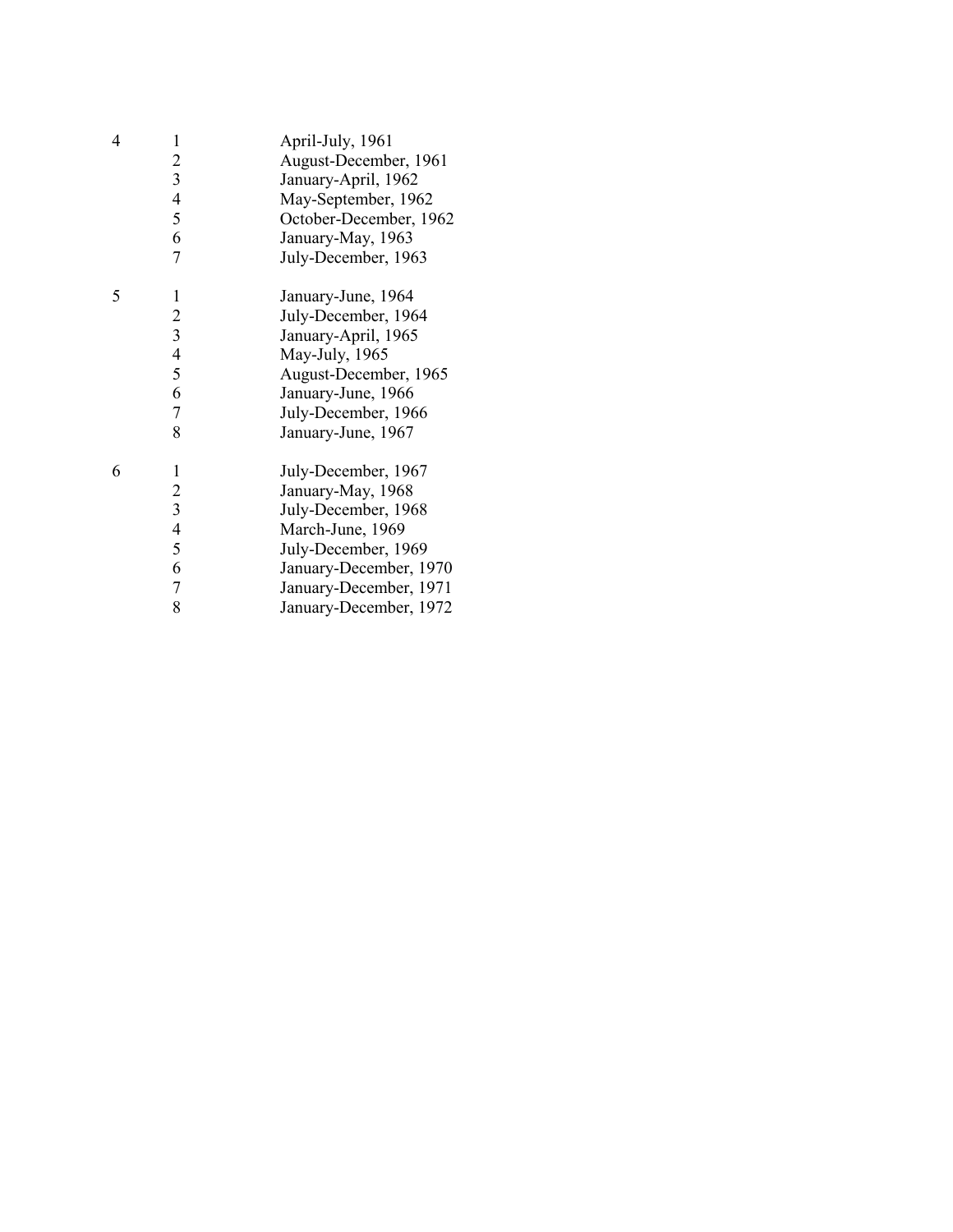| | | |
|---|---|---|
| 4 | 1 | April-July, 1961 |
| | 2 | August-December, 1961 |
| | 3 | January-April, 1962 |
| | 4 | May-September, 1962 |
| | 5 | October-December, 1962 |
| | 6 | January-May, 1963 |
| | 7 | July-December, 1963 |
| 5 | 1 | January-June, 1964 |
| | 2 | July-December, 1964 |
| | 3 | January-April, 1965 |
| | 4 | May-July, 1965 |
| | 5 | August-December, 1965 |
| | 6 | January-June, 1966 |
| | 7 | July-December, 1966 |
| | 8 | January-June, 1967 |
| 6 | 1 | July-December, 1967 |
| | 2 | January-May, 1968 |
| | 3 | July-December, 1968 |
| | 4 | March-June, 1969 |
| | 5 | July-December, 1969 |
| | 6 | January-December, 1970 |
| | 7 | January-December, 1971 |
| | 8 | January-December, 1972 |